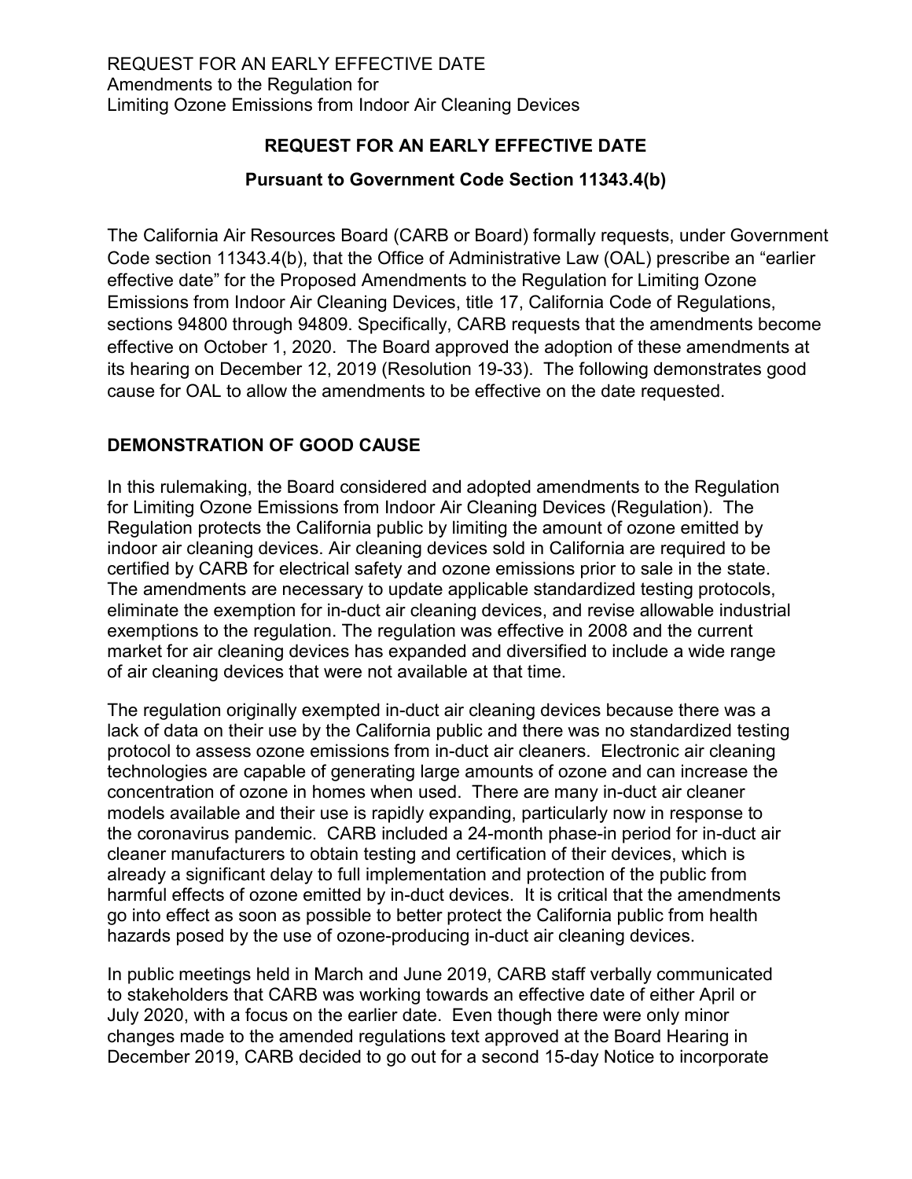## REQUEST FOR AN EARLY EFFECTIVE DATE

### Pursuant to Government Code Section 11343.4(b)

The California Air Resources Board (CARB or Board) formally requests, under Government Code section 11343.4(b), that the Office of Administrative Law (OAL) prescribe an "earlier effective date" for the Proposed Amendments to the Regulation for Limiting Ozone Emissions from Indoor Air Cleaning Devices, title 17, California Code of Regulations, sections 94800 through 94809. Specifically, CARB requests that the amendments become effective on October 1, 2020. The Board approved the adoption of these amendments at its hearing on December 12, 2019 (Resolution 19-33). The following demonstrates good cause for OAL to allow the amendments to be effective on the date requested.

## DEMONSTRATION OF GOOD CAUSE

In this rulemaking, the Board considered and adopted amendments to the Regulation for Limiting Ozone Emissions from Indoor Air Cleaning Devices (Regulation). The Regulation protects the California public by limiting the amount of ozone emitted by indoor air cleaning devices. Air cleaning devices sold in California are required to be certified by CARB for electrical safety and ozone emissions prior to sale in the state. The amendments are necessary to update applicable standardized testing protocols, eliminate the exemption for in-duct air cleaning devices, and revise allowable industrial exemptions to the regulation. The regulation was effective in 2008 and the current market for air cleaning devices has expanded and diversified to include a wide range of air cleaning devices that were not available at that time.

The regulation originally exempted in-duct air cleaning devices because there was a lack of data on their use by the California public and there was no standardized testing protocol to assess ozone emissions from in-duct air cleaners. Electronic air cleaning technologies are capable of generating large amounts of ozone and can increase the concentration of ozone in homes when used. There are many in-duct air cleaner models available and their use is rapidly expanding, particularly now in response to the coronavirus pandemic. CARB included a 24-month phase-in period for in-duct air cleaner manufacturers to obtain testing and certification of their devices, which is already a significant delay to full implementation and protection of the public from harmful effects of ozone emitted by in-duct devices. It is critical that the amendments go into effect as soon as possible to better protect the California public from health hazards posed by the use of ozone-producing in-duct air cleaning devices.

In public meetings held in March and June 2019, CARB staff verbally communicated to stakeholders that CARB was working towards an effective date of either April or July 2020, with a focus on the earlier date. Even though there were only minor changes made to the amended regulations text approved at the Board Hearing in December 2019, CARB decided to go out for a second 15-day Notice to incorporate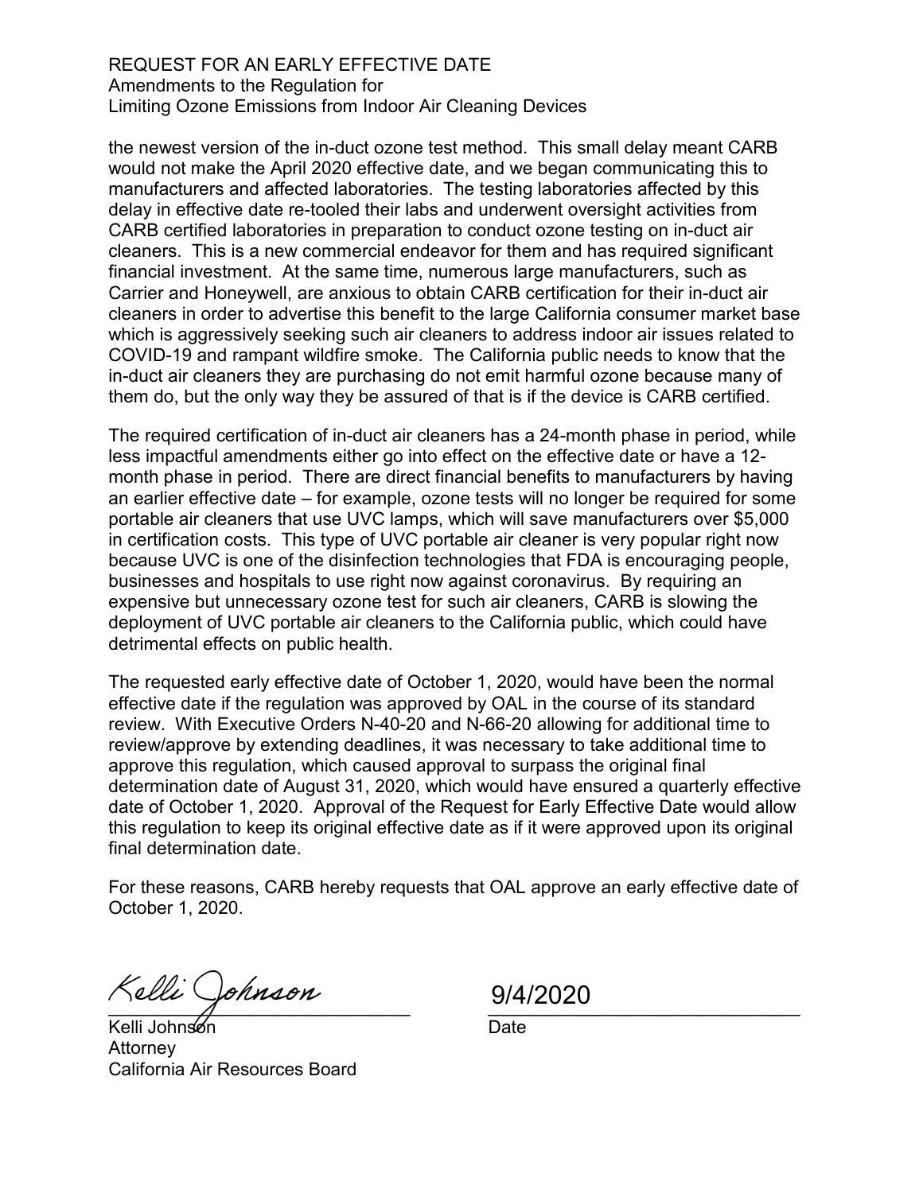the newest version of the in-duct ozone test method. This small delay meant CARB would not make the April 2020 effective date, and we began communicating this to manufacturers and affected laboratories. The testing laboratories affected by this delay in effective date re-tooled their labs and underwent oversight activities from CARB certified laboratories in preparation to conduct ozone testing on in-duct air cleaners. This is a new commercial endeavor for them and has required significant financial investment. At the same time, numerous large manufacturers, such as Carrier and Honeywell, are anxious to obtain CARB certification for their in-duct air cleaners in order to advertise this benefit to the large California consumer market base which is aggressively seeking such air cleaners to address indoor air issues related to COVID-19 and rampant wildfire smoke. The California public needs to know that the in-duct air cleaners they are purchasing do not emit harmful ozone because many of them do, but the only way they be assured of that is if the device is CARB certified.

The required certification of in-duct air cleaners has a 24-month phase in period, while less impactful amendments either go into effect on the effective date or have a 12-month phase in period. There are direct financial benefits to manufacturers by having an earlier effective date – for example, ozone tests will no longer be required for some portable air cleaners that use UVC lamps, which will save manufacturers over $5,000 in certification costs. This type of UVC portable air cleaner is very popular right now because UVC is one of the disinfection technologies that FDA is encouraging people, businesses and hospitals to use right now against coronavirus. By requiring an expensive but unnecessary ozone test for such air cleaners, CARB is slowing the deployment of UVC portable air cleaners to the California public, which could have detrimental effects on public health.

The requested early effective date of October 1, 2020, would have been the normal effective date if the regulation was approved by OAL in the course of its standard review. With Executive Orders N-40-20 and N-66-20 allowing for additional time to review/approve by extending deadlines, it was necessary to take additional time to approve this regulation, which caused approval to surpass the original final determination date of August 31, 2020, which would have ensured a quarterly effective date of October 1, 2020. Approval of the Request for Early Effective Date would allow this regulation to keep its original effective date as if it were approved upon its original final determination date.

For these reasons, CARB hereby requests that OAL approve an early effective date of October 1, 2020.

Kelli Johnson
Kelli Johnson
Attorney
California Air Resources Board

9/4/2020
Date